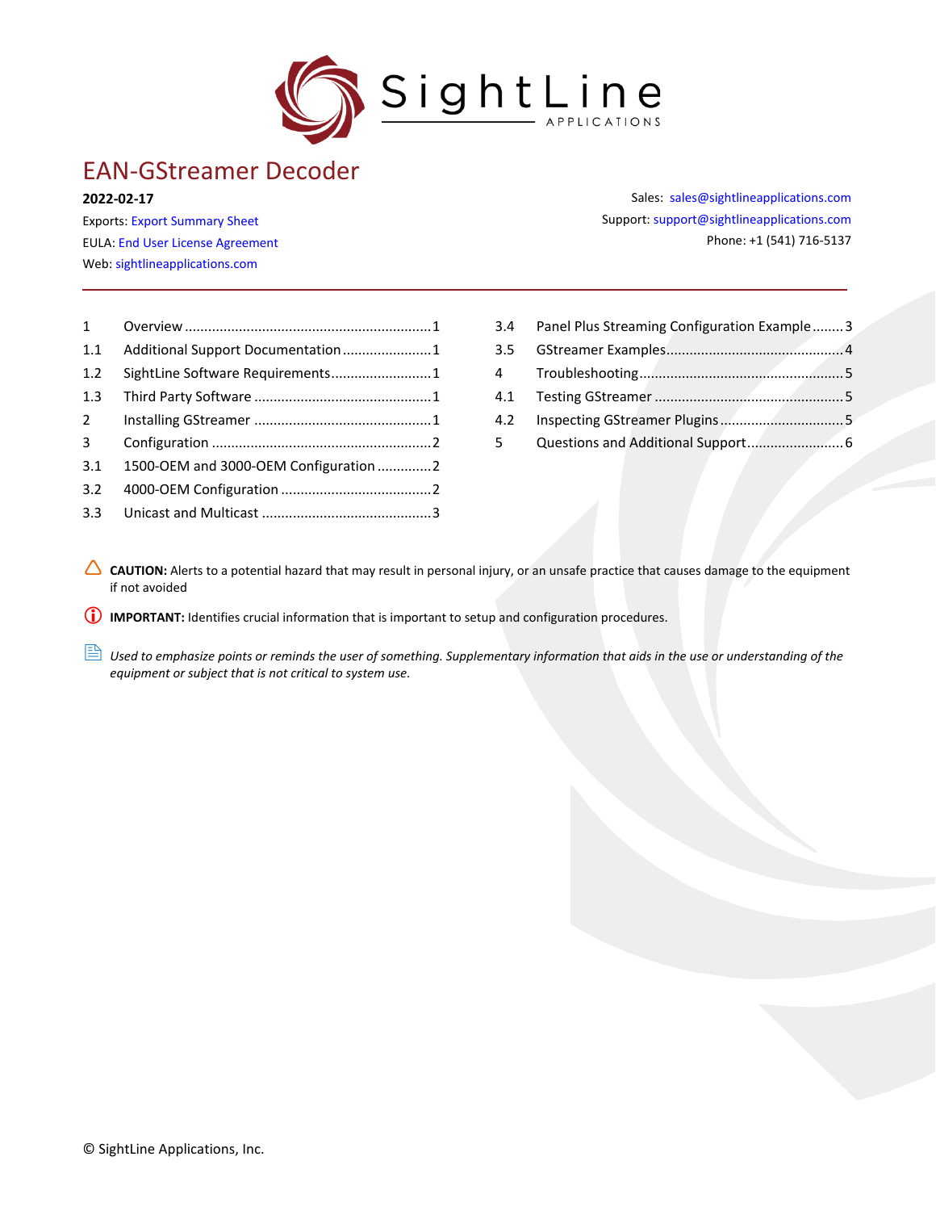# EAN-GStreamer Decoder

**2022-02-17**

Exports: Export Summary Sheet

EULA: End User License Agreement

Web: sightlineapplications.com

Sales: sales@sightlineapplications.com

Support: support@sightlineapplications.com

Phone: +1 (541) 716-5137

| | | |
|---|---|---|
| 1 | Overview | 1 |
| 1.1 | Additional Support Documentation | 1 |
| 1.2 | SightLine Software Requirements | 1 |
| 1.3 | Third Party Software | 1 |
| 2 | Installing GStreamer | 1 |
| 3 | Configuration | 2 |
| 3.1 | 1500-OEM and 3000-OEM Configuration | 2 |
| 3.2 | 4000-OEM Configuration | 2 |
| 3.3 | Unicast and Multicast | 3 |
| 3.4 | Panel Plus Streaming Configuration Example | 3 |
| 3.5 | GStreamer Examples | 4 |
| 4 | Troubleshooting | 5 |
| 4.1 | Testing GStreamer | 5 |
| 4.2 | Inspecting GStreamer Plugins | 5 |
| 5 | Questions and Additional Support | 6 |

**CAUTION:** Alerts to a potential hazard that may result in personal injury, or an unsafe practice that causes damage to the equipment if not avoided

**IMPORTANT:** Identifies crucial information that is important to setup and configuration procedures.

*Used to emphasize points or reminds the user of something. Supplementary information that aids in the use or understanding of the equipment or subject that is not critical to system use.*

© SightLine Applications, Inc.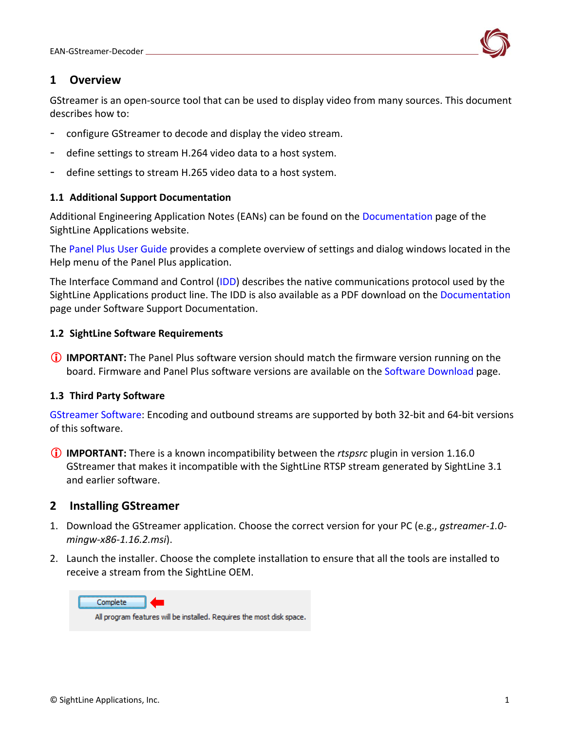# 1 Overview

GStreamer is an open-source tool that can be used to display video from many sources. This document describes how to:

- configure GStreamer to decode and display the video stream.
- define settings to stream H.264 video data to a host system.
- define settings to stream H.265 video data to a host system.

## 1.1 Additional Support Documentation

Additional Engineering Application Notes (EANs) can be found on the Documentation page of the SightLine Applications website.

The Panel Plus User Guide provides a complete overview of settings and dialog windows located in the Help menu of the Panel Plus application.

The Interface Command and Control (IDD) describes the native communications protocol used by the SightLine Applications product line. The IDD is also available as a PDF download on the Documentation page under Software Support Documentation.

## 1.2 SightLine Software Requirements

ⓘ **IMPORTANT:** The Panel Plus software version should match the firmware version running on the board. Firmware and Panel Plus software versions are available on the Software Download page.

## 1.3 Third Party Software

GStreamer Software: Encoding and outbound streams are supported by both 32-bit and 64-bit versions of this software.

ⓘ **IMPORTANT:** There is a known incompatibility between the *rtspsrc* plugin in version 1.16.0 GStreamer that makes it incompatible with the SightLine RTSP stream generated by SightLine 3.1 and earlier software.

# 2 Installing GStreamer

1. Download the GStreamer application. Choose the correct version for your PC (e.g., *gstreamer-1.0-mingw-x86-1.16.2.msi*).
2. Launch the installer. Choose the complete installation to ensure that all the tools are installed to receive a stream from the SightLine OEM.

Complete

All program features will be installed. Requires the most disk space.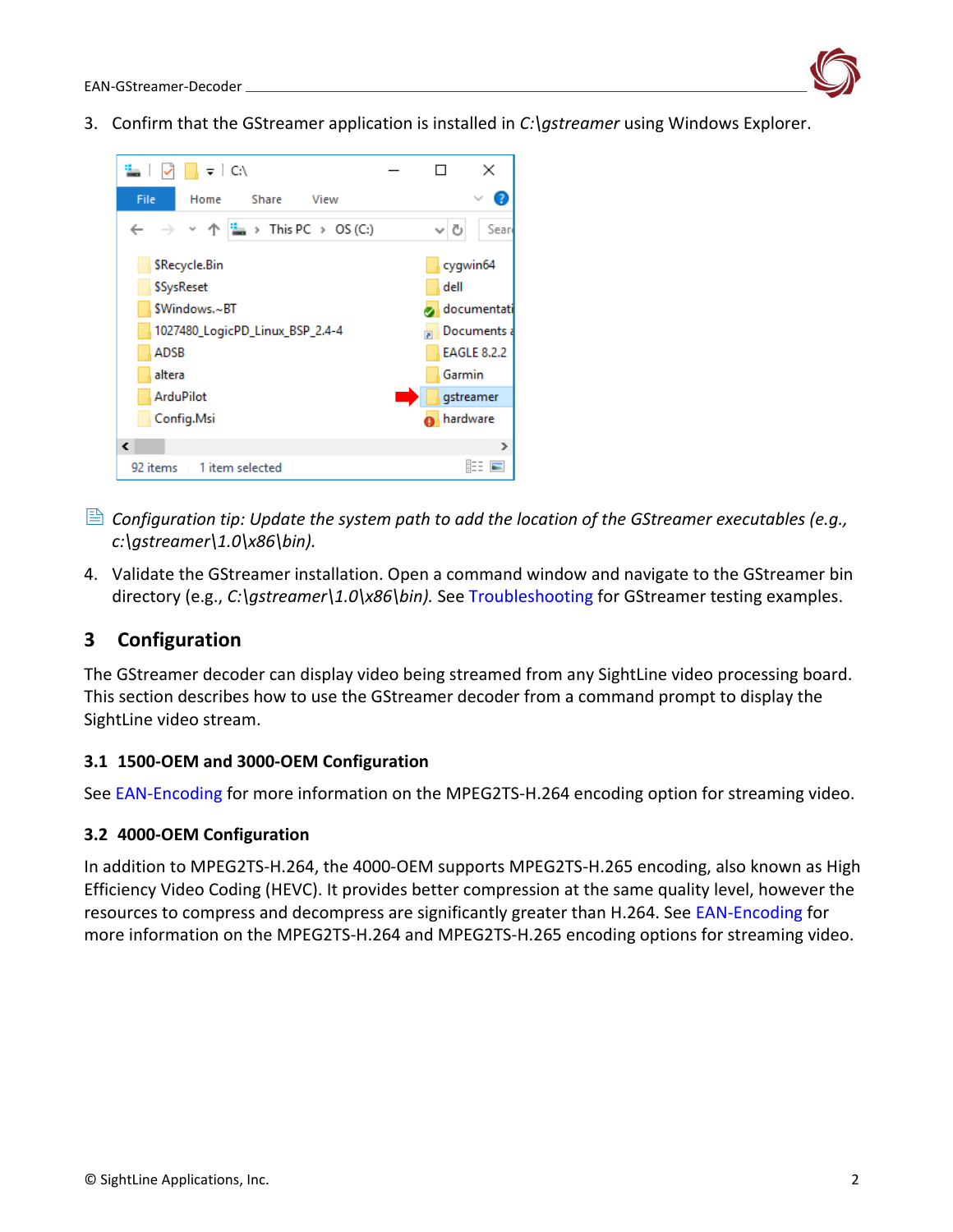3. Confirm that the GStreamer application is installed in *C:\gstreamer* using Windows Explorer.

*Configuration tip: Update the system path to add the location of the GStreamer executables (e.g., c:\gstreamer\1.0\x86\bin).*

4. Validate the GStreamer installation. Open a command window and navigate to the GStreamer bin directory (e.g., *C:\gstreamer\1.0\x86\bin).* See Troubleshooting for GStreamer testing examples.

# 3 Configuration

The GStreamer decoder can display video being streamed from any SightLine video processing board. This section describes how to use the GStreamer decoder from a command prompt to display the SightLine video stream.

## 3.1 1500-OEM and 3000-OEM Configuration

See EAN-Encoding for more information on the MPEG2TS-H.264 encoding option for streaming video.

## 3.2 4000-OEM Configuration

In addition to MPEG2TS-H.264, the 4000-OEM supports MPEG2TS-H.265 encoding, also known as High Efficiency Video Coding (HEVC). It provides better compression at the same quality level, however the resources to compress and decompress are significantly greater than H.264. See EAN-Encoding for more information on the MPEG2TS-H.264 and MPEG2TS-H.265 encoding options for streaming video.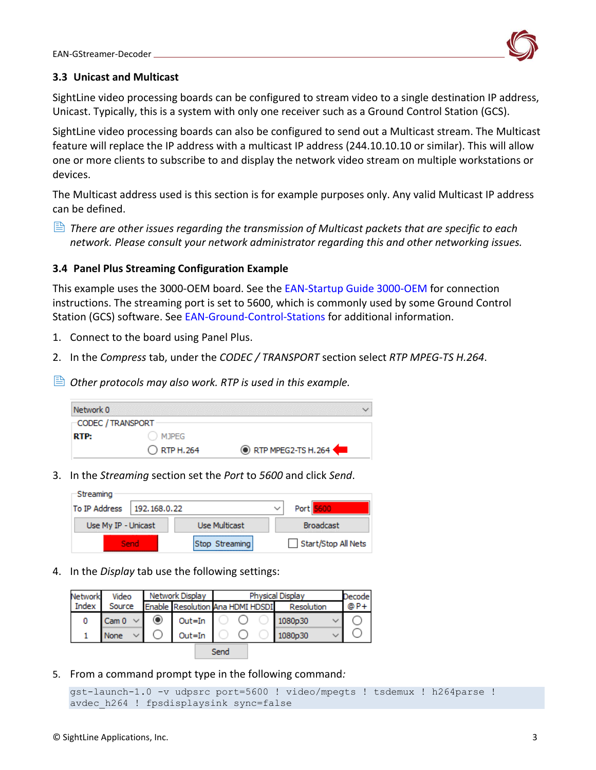### 3.3 Unicast and Multicast

SightLine video processing boards can be configured to stream video to a single destination IP address, Unicast. Typically, this is a system with only one receiver such as a Ground Control Station (GCS).

SightLine video processing boards can also be configured to send out a Multicast stream. The Multicast feature will replace the IP address with a multicast IP address (244.10.10.10 or similar). This will allow one or more clients to subscribe to and display the network video stream on multiple workstations or devices.

The Multicast address used is this section is for example purposes only. Any valid Multicast IP address can be defined.

*There are other issues regarding the transmission of Multicast packets that are specific to each network. Please consult your network administrator regarding this and other networking issues.*

### 3.4 Panel Plus Streaming Configuration Example

This example uses the 3000-OEM board. See the EAN-Startup Guide 3000-OEM for connection instructions. The streaming port is set to 5600, which is commonly used by some Ground Control Station (GCS) software. See EAN-Ground-Control-Stations for additional information.

1. Connect to the board using Panel Plus.
2. In the *Compress* tab, under the *CODEC / TRANSPORT* section select *RTP MPEG-TS H.264*.

*Other protocols may also work. RTP is used in this example.*

3. In the *Streaming* section set the *Port* to *5600* and click *Send*.
4. In the *Display* tab use the following settings:
5. From a command prompt type in the following command:

```
gst-launch-1.0 -v udpsrc port=5600 ! video/mpegts ! tsdemux ! h264parse !
avdec_h264 ! fpsdisplaysink sync=false
```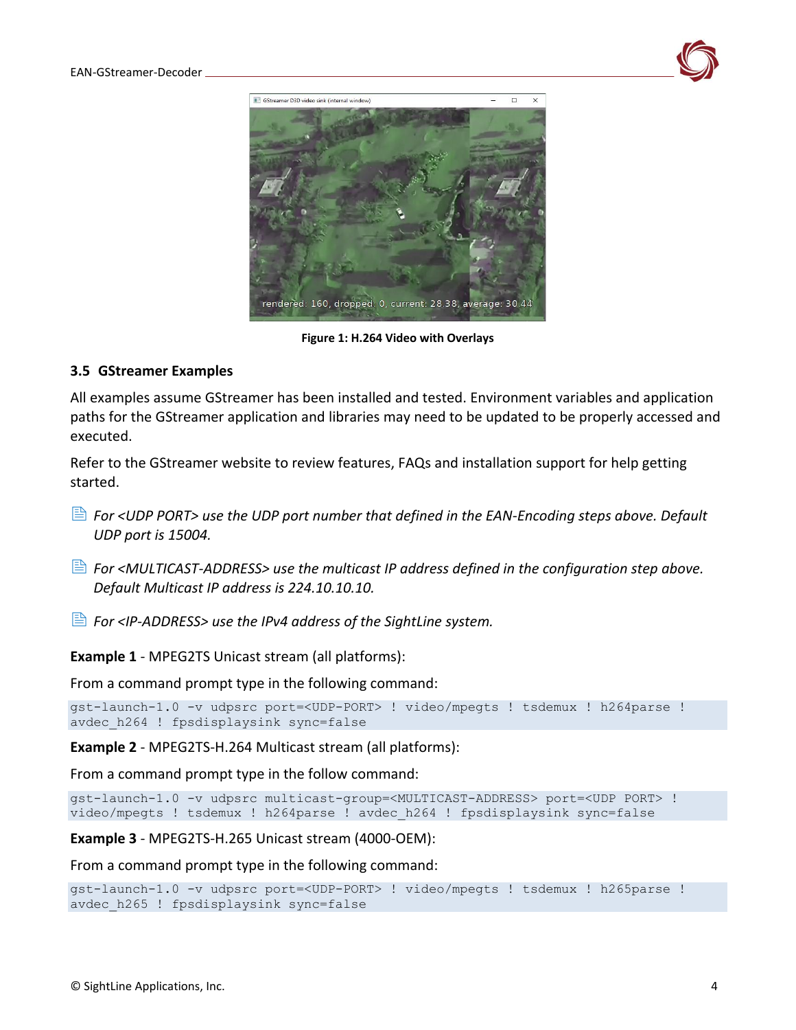Figure 1: H.264 Video with Overlays

### 3.5 GStreamer Examples

All examples assume GStreamer has been installed and tested. Environment variables and application paths for the GStreamer application and libraries may need to be updated to be properly accessed and executed.

Refer to the GStreamer website to review features, FAQs and installation support for help getting started.

*For <UDP PORT> use the UDP port number that defined in the EAN-Encoding steps above. Default UDP port is 15004.*

*For <MULTICAST-ADDRESS> use the multicast IP address defined in the configuration step above. Default Multicast IP address is 224.10.10.10.*

*For <IP-ADDRESS> use the IPv4 address of the SightLine system.*

**Example 1** - MPEG2TS Unicast stream (all platforms):

From a command prompt type in the following command:

```
gst-launch-1.0 -v udpsrc port=<UDP-PORT> ! video/mpegts ! tsdemux ! h264parse !
avdec_h264 ! fpsdisplaysink sync=false
```

**Example 2** - MPEG2TS-H.264 Multicast stream (all platforms):

From a command prompt type in the follow command:

```
gst-launch-1.0 -v udpsrc multicast-group=<MULTICAST-ADDRESS> port=<UDP PORT> !
video/mpegts ! tsdemux ! h264parse ! avdec_h264 ! fpsdisplaysink sync=false
```

**Example 3** - MPEG2TS-H.265 Unicast stream (4000-OEM):

From a command prompt type in the following command:

```
gst-launch-1.0 -v udpsrc port=<UDP-PORT> ! video/mpegts ! tsdemux ! h265parse !
avdec_h265 ! fpsdisplaysink sync=false
```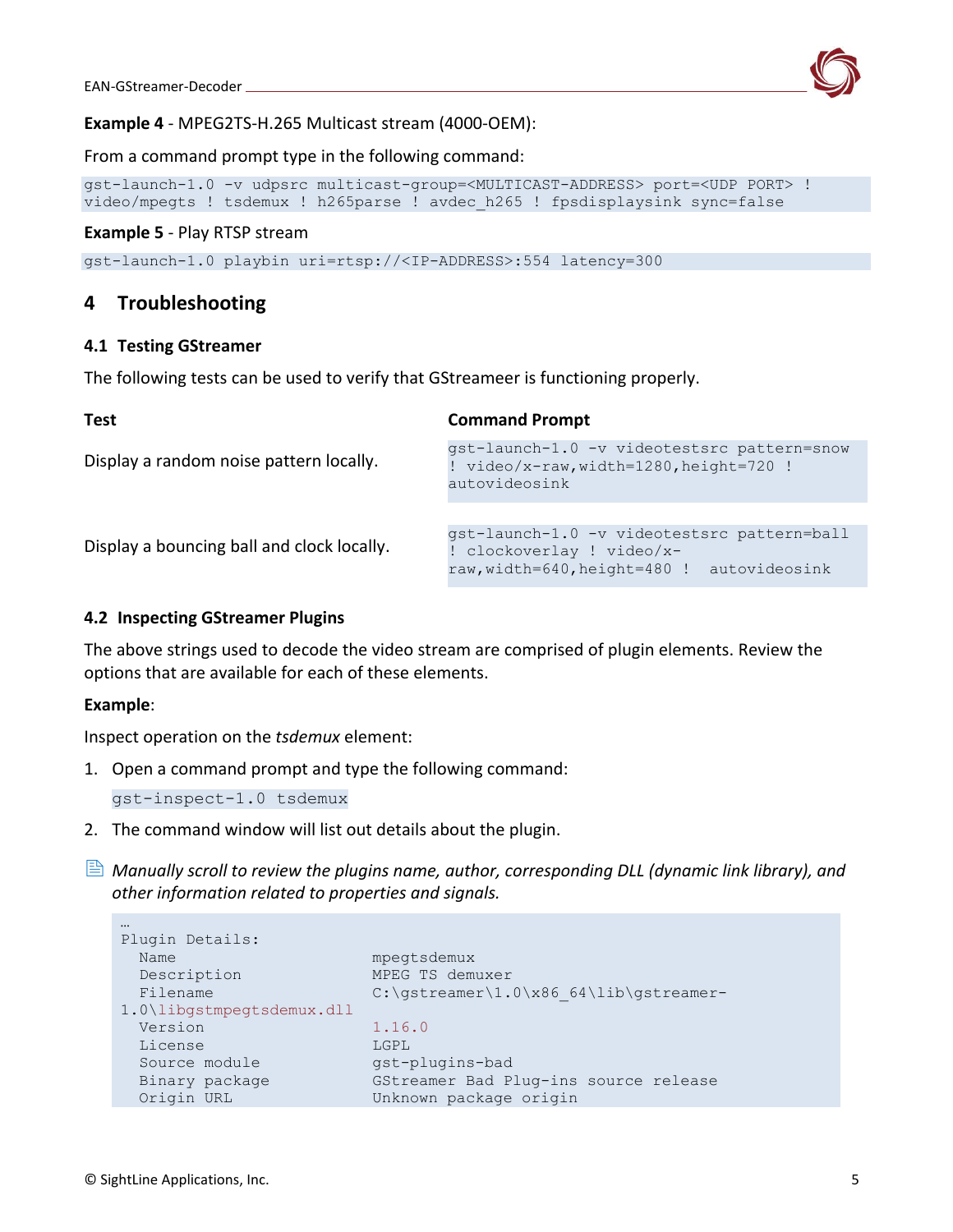**Example 4** - MPEG2TS-H.265 Multicast stream (4000-OEM):

From a command prompt type in the following command:

```
gst-launch-1.0 -v udpsrc multicast-group=<MULTICAST-ADDRESS> port=<UDP PORT> ! video/mpegts ! tsdemux ! h265parse ! avdec_h265 ! fpsdisplaysink sync=false
```

**Example 5** - Play RTSP stream

```
gst-launch-1.0 playbin uri=rtsp://<IP-ADDRESS>:554 latency=300
```

# 4 Troubleshooting

## 4.1 Testing GStreamer

The following tests can be used to verify that GStreameer is functioning properly.

| Test | Command Prompt |
|---|---|
| Display a random noise pattern locally. | `gst-launch-1.0 -v videotestsrc pattern=snow ! video/x-raw,width=1280,height=720 ! autovideosink` |
| Display a bouncing ball and clock locally. | `gst-launch-1.0 -v videotestsrc pattern=ball ! clockoverlay ! video/x-raw,width=640,height=480 ! autovideosink` |

## 4.2 Inspecting GStreamer Plugins

The above strings used to decode the video stream are comprised of plugin elements. Review the options that are available for each of these elements.

**Example**:

Inspect operation on the *tsdemux* element:

1. Open a command prompt and type the following command:

   ```
   gst-inspect-1.0 tsdemux
   ```

2. The command window will list out details about the plugin.

*Manually scroll to review the plugins name, author, corresponding DLL (dynamic link library), and other information related to properties and signals.*

```
…
Plugin Details:
  Name                       mpegtsdemux
  Description                MPEG TS demuxer
  Filename                   C:\gstreamer\1.0\x86_64\lib\gstreamer-
1.0\libgstmpegtsdemux.dll
  Version                    1.16.0
  License                    LGPL
  Source module              gst-plugins-bad
  Binary package             GStreamer Bad Plug-ins source release
  Origin URL                 Unknown package origin
```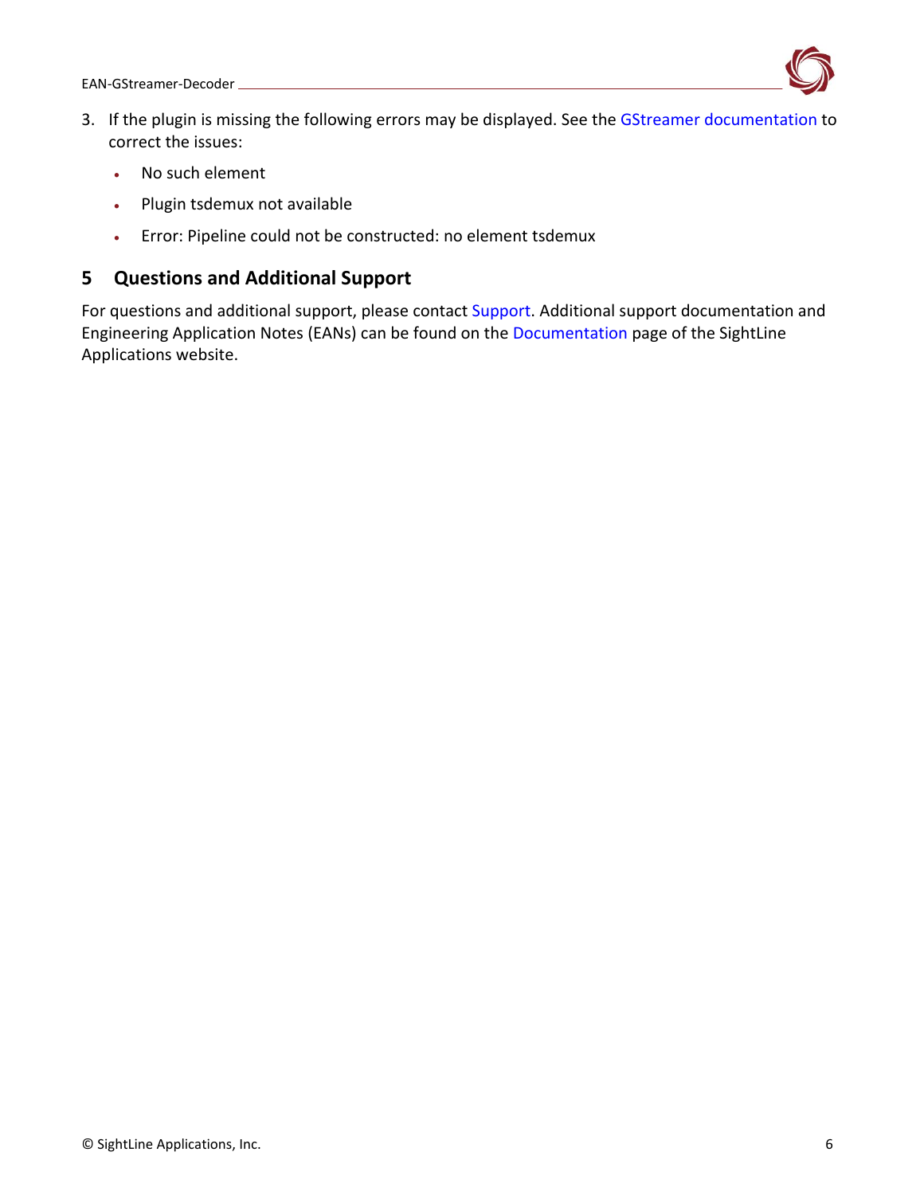3. If the plugin is missing the following errors may be displayed. See the GStreamer documentation to correct the issues:
   - No such element
   - Plugin tsdemux not available
   - Error: Pipeline could not be constructed: no element tsdemux

# 5 Questions and Additional Support

For questions and additional support, please contact Support. Additional support documentation and Engineering Application Notes (EANs) can be found on the Documentation page of the SightLine Applications website.